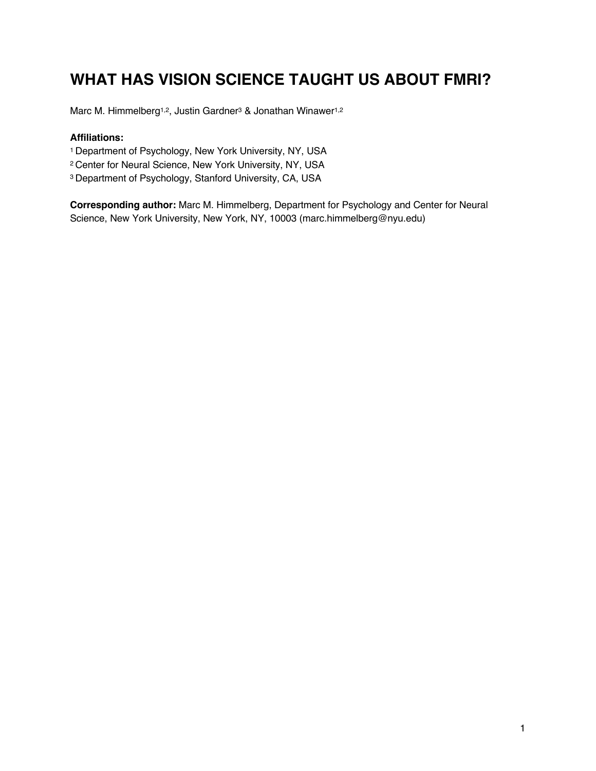# WHAT HAS VISION SCIENCE TAUGHT US ABOUT FMRI?

Marc M. Himmelberg[1,2], Justin Gardner[3] & Jonathan Winawer[1,2]

**Affiliations:**

[1] Department of Psychology, New York University, NY, USA

[2] Center for Neural Science, New York University, NY, USA

[3] Department of Psychology, Stanford University, CA, USA

**Corresponding author:** Marc M. Himmelberg, Department for Psychology and Center for Neural Science, New York University, New York, NY, 10003 (marc.himmelberg@nyu.edu)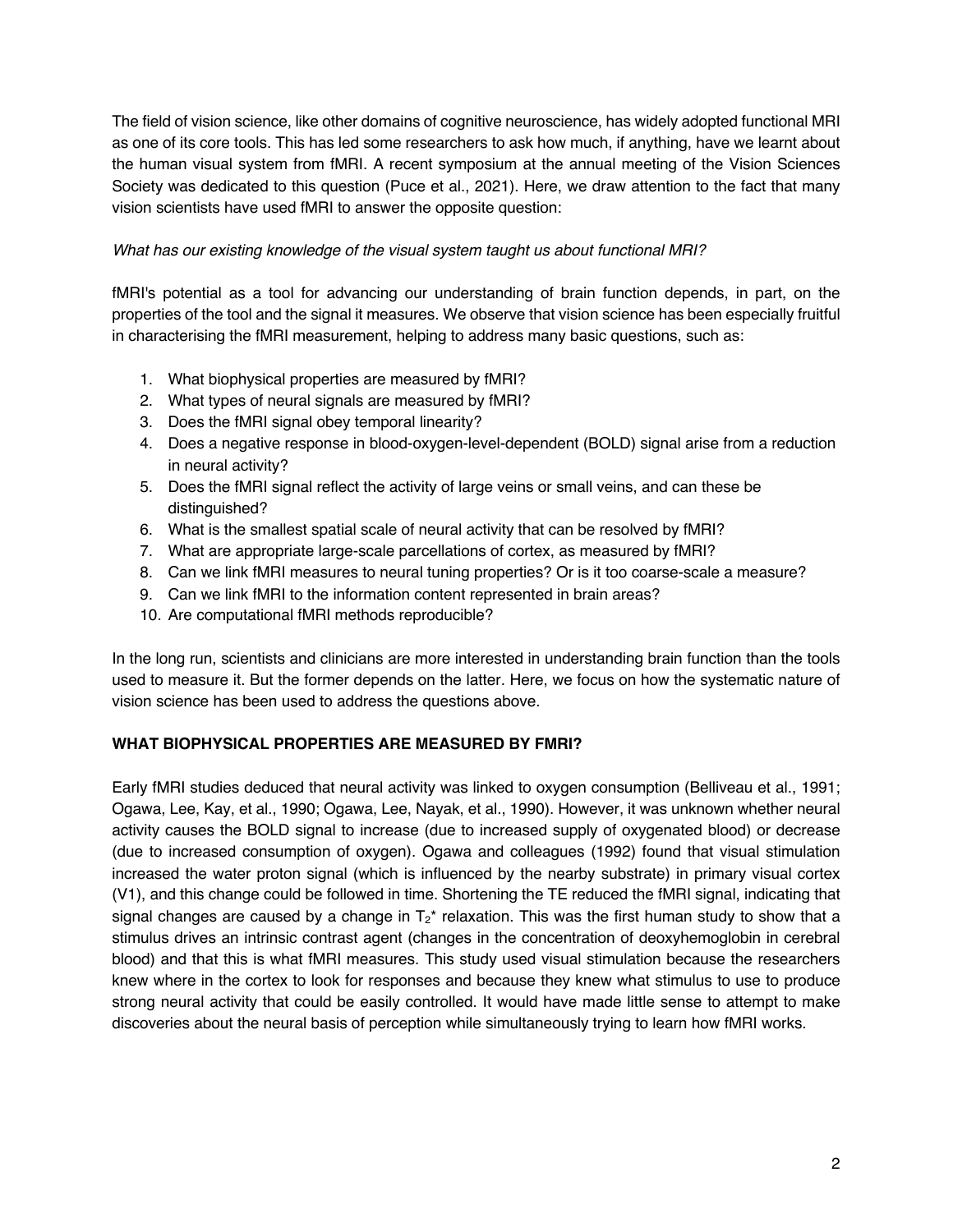The field of vision science, like other domains of cognitive neuroscience, has widely adopted functional MRI as one of its core tools. This has led some researchers to ask how much, if anything, have we learnt about the human visual system from fMRI. A recent symposium at the annual meeting of the Vision Sciences Society was dedicated to this question (Puce et al., 2021). Here, we draw attention to the fact that many vision scientists have used fMRI to answer the opposite question:

*What has our existing knowledge of the visual system taught us about functional MRI?*

fMRI's potential as a tool for advancing our understanding of brain function depends, in part, on the properties of the tool and the signal it measures. We observe that vision science has been especially fruitful in characterising the fMRI measurement, helping to address many basic questions, such as:

1. What biophysical properties are measured by fMRI?
2. What types of neural signals are measured by fMRI?
3. Does the fMRI signal obey temporal linearity?
4. Does a negative response in blood-oxygen-level-dependent (BOLD) signal arise from a reduction in neural activity?
5. Does the fMRI signal reflect the activity of large veins or small veins, and can these be distinguished?
6. What is the smallest spatial scale of neural activity that can be resolved by fMRI?
7. What are appropriate large-scale parcellations of cortex, as measured by fMRI?
8. Can we link fMRI measures to neural tuning properties? Or is it too coarse-scale a measure?
9. Can we link fMRI to the information content represented in brain areas?
10. Are computational fMRI methods reproducible?

In the long run, scientists and clinicians are more interested in understanding brain function than the tools used to measure it. But the former depends on the latter. Here, we focus on how the systematic nature of vision science has been used to address the questions above.

## WHAT BIOPHYSICAL PROPERTIES ARE MEASURED BY FMRI?

Early fMRI studies deduced that neural activity was linked to oxygen consumption (Belliveau et al., 1991; Ogawa, Lee, Kay, et al., 1990; Ogawa, Lee, Nayak, et al., 1990). However, it was unknown whether neural activity causes the BOLD signal to increase (due to increased supply of oxygenated blood) or decrease (due to increased consumption of oxygen). Ogawa and colleagues (1992) found that visual stimulation increased the water proton signal (which is influenced by the nearby substrate) in primary visual cortex (V1), and this change could be followed in time. Shortening the TE reduced the fMRI signal, indicating that signal changes are caused by a change in $T_2^*$ relaxation. This was the first human study to show that a stimulus drives an intrinsic contrast agent (changes in the concentration of deoxyhemoglobin in cerebral blood) and that this is what fMRI measures. This study used visual stimulation because the researchers knew where in the cortex to look for responses and because they knew what stimulus to use to produce strong neural activity that could be easily controlled. It would have made little sense to attempt to make discoveries about the neural basis of perception while simultaneously trying to learn how fMRI works.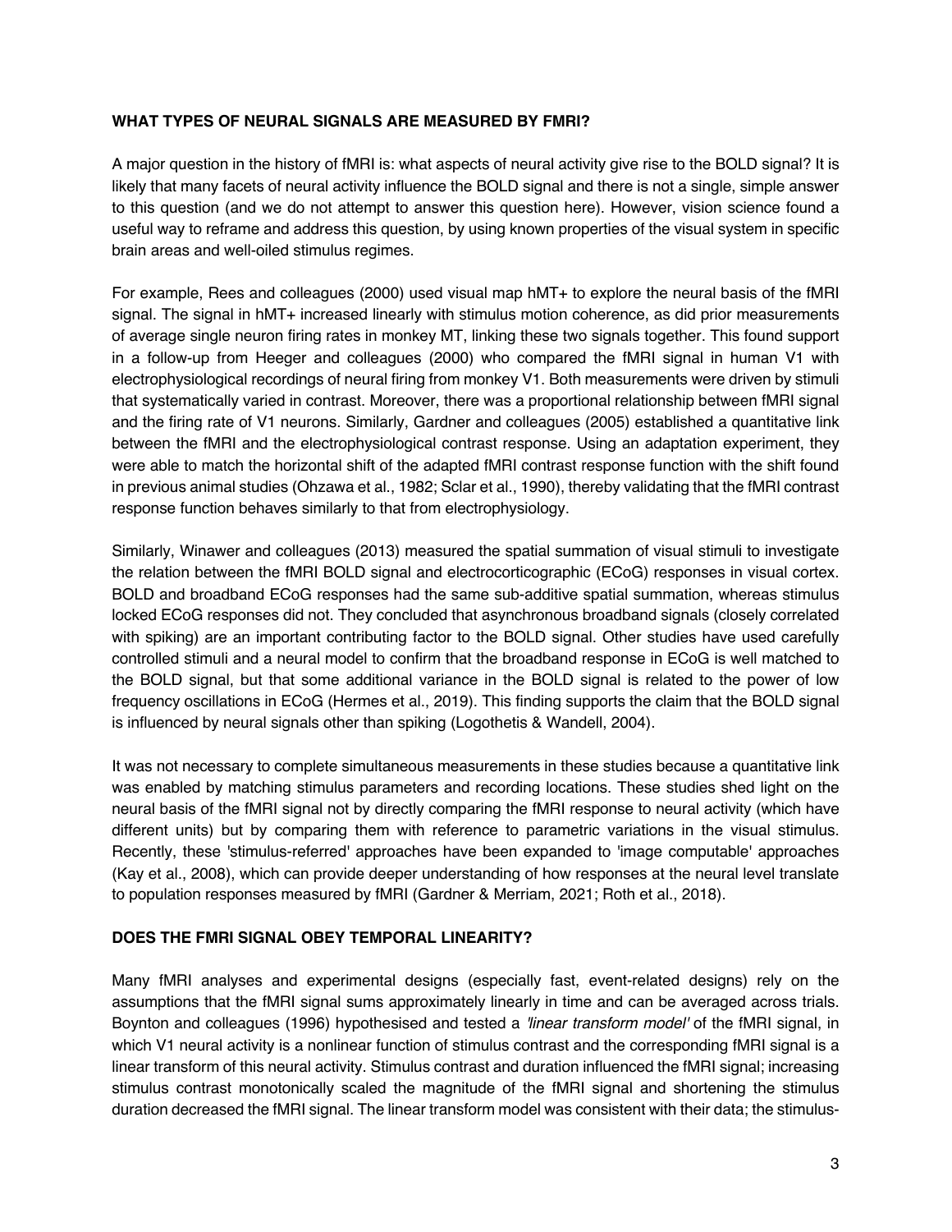## WHAT TYPES OF NEURAL SIGNALS ARE MEASURED BY FMRI?

A major question in the history of fMRI is: what aspects of neural activity give rise to the BOLD signal? It is likely that many facets of neural activity influence the BOLD signal and there is not a single, simple answer to this question (and we do not attempt to answer this question here). However, vision science found a useful way to reframe and address this question, by using known properties of the visual system in specific brain areas and well-oiled stimulus regimes.

For example, Rees and colleagues (2000) used visual map hMT+ to explore the neural basis of the fMRI signal. The signal in hMT+ increased linearly with stimulus motion coherence, as did prior measurements of average single neuron firing rates in monkey MT, linking these two signals together. This found support in a follow-up from Heeger and colleagues (2000) who compared the fMRI signal in human V1 with electrophysiological recordings of neural firing from monkey V1. Both measurements were driven by stimuli that systematically varied in contrast. Moreover, there was a proportional relationship between fMRI signal and the firing rate of V1 neurons. Similarly, Gardner and colleagues (2005) established a quantitative link between the fMRI and the electrophysiological contrast response. Using an adaptation experiment, they were able to match the horizontal shift of the adapted fMRI contrast response function with the shift found in previous animal studies (Ohzawa et al., 1982; Sclar et al., 1990), thereby validating that the fMRI contrast response function behaves similarly to that from electrophysiology.

Similarly, Winawer and colleagues (2013) measured the spatial summation of visual stimuli to investigate the relation between the fMRI BOLD signal and electrocorticographic (ECoG) responses in visual cortex. BOLD and broadband ECoG responses had the same sub-additive spatial summation, whereas stimulus locked ECoG responses did not. They concluded that asynchronous broadband signals (closely correlated with spiking) are an important contributing factor to the BOLD signal. Other studies have used carefully controlled stimuli and a neural model to confirm that the broadband response in ECoG is well matched to the BOLD signal, but that some additional variance in the BOLD signal is related to the power of low frequency oscillations in ECoG (Hermes et al., 2019). This finding supports the claim that the BOLD signal is influenced by neural signals other than spiking (Logothetis & Wandell, 2004).

It was not necessary to complete simultaneous measurements in these studies because a quantitative link was enabled by matching stimulus parameters and recording locations. These studies shed light on the neural basis of the fMRI signal not by directly comparing the fMRI response to neural activity (which have different units) but by comparing them with reference to parametric variations in the visual stimulus. Recently, these 'stimulus-referred' approaches have been expanded to 'image computable' approaches (Kay et al., 2008), which can provide deeper understanding of how responses at the neural level translate to population responses measured by fMRI (Gardner & Merriam, 2021; Roth et al., 2018).

## DOES THE FMRI SIGNAL OBEY TEMPORAL LINEARITY?

Many fMRI analyses and experimental designs (especially fast, event-related designs) rely on the assumptions that the fMRI signal sums approximately linearly in time and can be averaged across trials. Boynton and colleagues (1996) hypothesised and tested a *'linear transform model'* of the fMRI signal, in which V1 neural activity is a nonlinear function of stimulus contrast and the corresponding fMRI signal is a linear transform of this neural activity. Stimulus contrast and duration influenced the fMRI signal; increasing stimulus contrast monotonically scaled the magnitude of the fMRI signal and shortening the stimulus duration decreased the fMRI signal. The linear transform model was consistent with their data; the stimulus-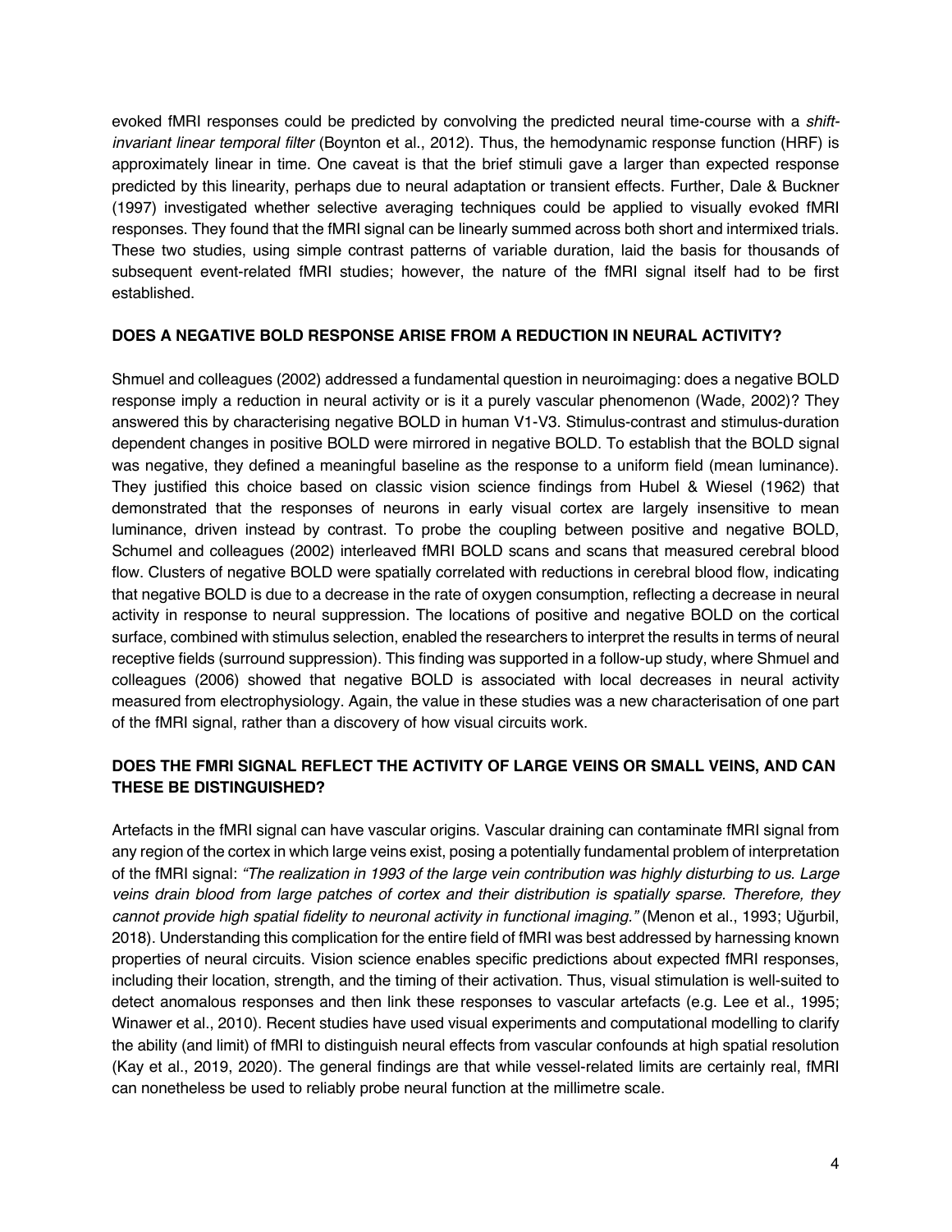evoked fMRI responses could be predicted by convolving the predicted neural time-course with a *shift-invariant linear temporal filter* (Boynton et al., 2012). Thus, the hemodynamic response function (HRF) is approximately linear in time. One caveat is that the brief stimuli gave a larger than expected response predicted by this linearity, perhaps due to neural adaptation or transient effects. Further, Dale & Buckner (1997) investigated whether selective averaging techniques could be applied to visually evoked fMRI responses. They found that the fMRI signal can be linearly summed across both short and intermixed trials. These two studies, using simple contrast patterns of variable duration, laid the basis for thousands of subsequent event-related fMRI studies; however, the nature of the fMRI signal itself had to be first established.

## DOES A NEGATIVE BOLD RESPONSE ARISE FROM A REDUCTION IN NEURAL ACTIVITY?

Shmuel and colleagues (2002) addressed a fundamental question in neuroimaging: does a negative BOLD response imply a reduction in neural activity or is it a purely vascular phenomenon (Wade, 2002)? They answered this by characterising negative BOLD in human V1-V3. Stimulus-contrast and stimulus-duration dependent changes in positive BOLD were mirrored in negative BOLD. To establish that the BOLD signal was negative, they defined a meaningful baseline as the response to a uniform field (mean luminance). They justified this choice based on classic vision science findings from Hubel & Wiesel (1962) that demonstrated that the responses of neurons in early visual cortex are largely insensitive to mean luminance, driven instead by contrast. To probe the coupling between positive and negative BOLD, Schumel and colleagues (2002) interleaved fMRI BOLD scans and scans that measured cerebral blood flow. Clusters of negative BOLD were spatially correlated with reductions in cerebral blood flow, indicating that negative BOLD is due to a decrease in the rate of oxygen consumption, reflecting a decrease in neural activity in response to neural suppression. The locations of positive and negative BOLD on the cortical surface, combined with stimulus selection, enabled the researchers to interpret the results in terms of neural receptive fields (surround suppression). This finding was supported in a follow-up study, where Shmuel and colleagues (2006) showed that negative BOLD is associated with local decreases in neural activity measured from electrophysiology. Again, the value in these studies was a new characterisation of one part of the fMRI signal, rather than a discovery of how visual circuits work.

## DOES THE FMRI SIGNAL REFLECT THE ACTIVITY OF LARGE VEINS OR SMALL VEINS, AND CAN THESE BE DISTINGUISHED?

Artefacts in the fMRI signal can have vascular origins. Vascular draining can contaminate fMRI signal from any region of the cortex in which large veins exist, posing a potentially fundamental problem of interpretation of the fMRI signal: *"The realization in 1993 of the large vein contribution was highly disturbing to us. Large veins drain blood from large patches of cortex and their distribution is spatially sparse. Therefore, they cannot provide high spatial fidelity to neuronal activity in functional imaging."* (Menon et al., 1993; Uğurbil, 2018). Understanding this complication for the entire field of fMRI was best addressed by harnessing known properties of neural circuits. Vision science enables specific predictions about expected fMRI responses, including their location, strength, and the timing of their activation. Thus, visual stimulation is well-suited to detect anomalous responses and then link these responses to vascular artefacts (e.g. Lee et al., 1995; Winawer et al., 2010). Recent studies have used visual experiments and computational modelling to clarify the ability (and limit) of fMRI to distinguish neural effects from vascular confounds at high spatial resolution (Kay et al., 2019, 2020). The general findings are that while vessel-related limits are certainly real, fMRI can nonetheless be used to reliably probe neural function at the millimetre scale.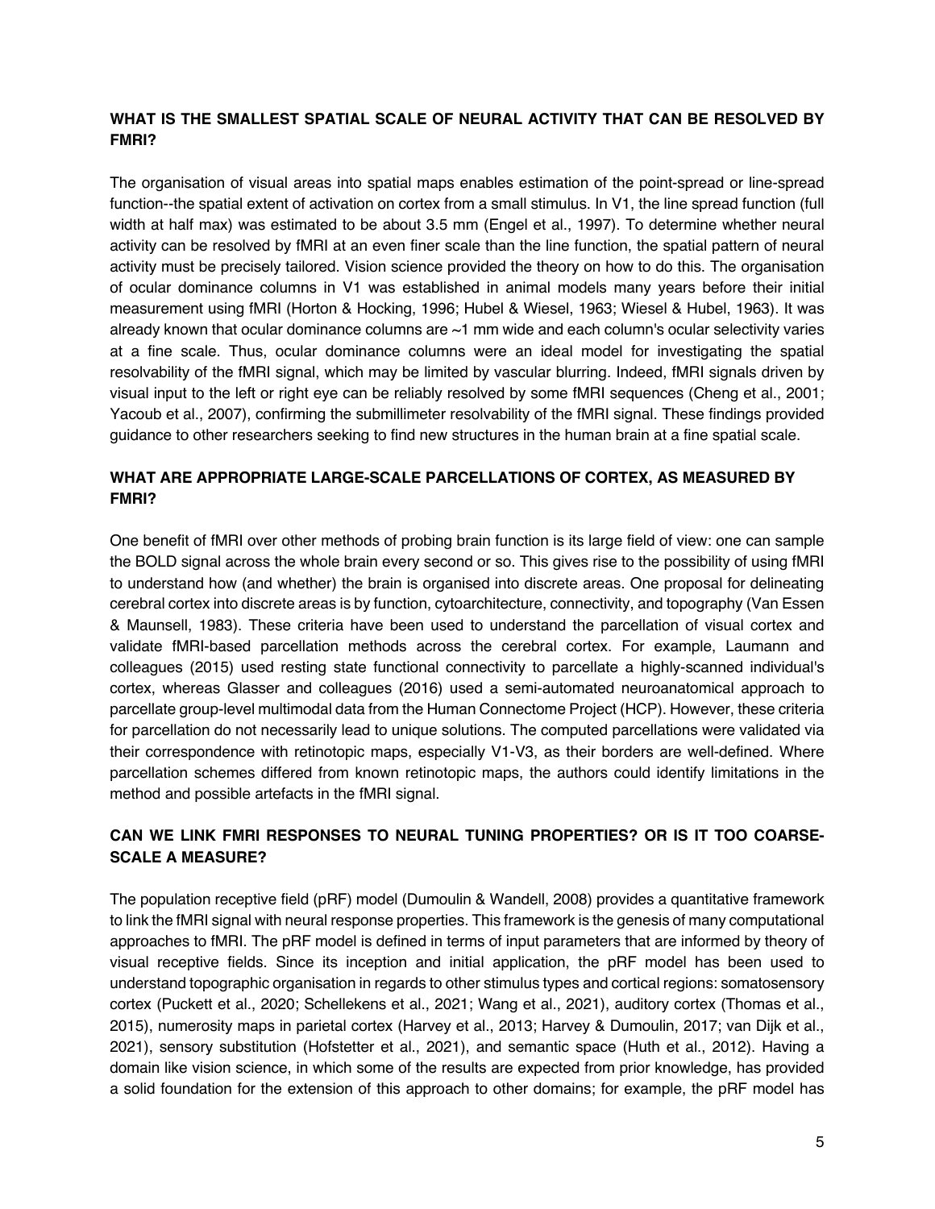## WHAT IS THE SMALLEST SPATIAL SCALE OF NEURAL ACTIVITY THAT CAN BE RESOLVED BY FMRI?

The organisation of visual areas into spatial maps enables estimation of the point-spread or line-spread function--the spatial extent of activation on cortex from a small stimulus. In V1, the line spread function (full width at half max) was estimated to be about 3.5 mm (Engel et al., 1997). To determine whether neural activity can be resolved by fMRI at an even finer scale than the line function, the spatial pattern of neural activity must be precisely tailored. Vision science provided the theory on how to do this. The organisation of ocular dominance columns in V1 was established in animal models many years before their initial measurement using fMRI (Horton & Hocking, 1996; Hubel & Wiesel, 1963; Wiesel & Hubel, 1963). It was already known that ocular dominance columns are ~1 mm wide and each column's ocular selectivity varies at a fine scale. Thus, ocular dominance columns were an ideal model for investigating the spatial resolvability of the fMRI signal, which may be limited by vascular blurring. Indeed, fMRI signals driven by visual input to the left or right eye can be reliably resolved by some fMRI sequences (Cheng et al., 2001; Yacoub et al., 2007), confirming the submillimeter resolvability of the fMRI signal. These findings provided guidance to other researchers seeking to find new structures in the human brain at a fine spatial scale.

## WHAT ARE APPROPRIATE LARGE-SCALE PARCELLATIONS OF CORTEX, AS MEASURED BY FMRI?

One benefit of fMRI over other methods of probing brain function is its large field of view: one can sample the BOLD signal across the whole brain every second or so. This gives rise to the possibility of using fMRI to understand how (and whether) the brain is organised into discrete areas. One proposal for delineating cerebral cortex into discrete areas is by function, cytoarchitecture, connectivity, and topography (Van Essen & Maunsell, 1983). These criteria have been used to understand the parcellation of visual cortex and validate fMRI-based parcellation methods across the cerebral cortex. For example, Laumann and colleagues (2015) used resting state functional connectivity to parcellate a highly-scanned individual's cortex, whereas Glasser and colleagues (2016) used a semi-automated neuroanatomical approach to parcellate group-level multimodal data from the Human Connectome Project (HCP). However, these criteria for parcellation do not necessarily lead to unique solutions. The computed parcellations were validated via their correspondence with retinotopic maps, especially V1-V3, as their borders are well-defined. Where parcellation schemes differed from known retinotopic maps, the authors could identify limitations in the method and possible artefacts in the fMRI signal.

## CAN WE LINK FMRI RESPONSES TO NEURAL TUNING PROPERTIES? OR IS IT TOO COARSE-SCALE A MEASURE?

The population receptive field (pRF) model (Dumoulin & Wandell, 2008) provides a quantitative framework to link the fMRI signal with neural response properties. This framework is the genesis of many computational approaches to fMRI. The pRF model is defined in terms of input parameters that are informed by theory of visual receptive fields. Since its inception and initial application, the pRF model has been used to understand topographic organisation in regards to other stimulus types and cortical regions: somatosensory cortex (Puckett et al., 2020; Schellekens et al., 2021; Wang et al., 2021), auditory cortex (Thomas et al., 2015), numerosity maps in parietal cortex (Harvey et al., 2013; Harvey & Dumoulin, 2017; van Dijk et al., 2021), sensory substitution (Hofstetter et al., 2021), and semantic space (Huth et al., 2012). Having a domain like vision science, in which some of the results are expected from prior knowledge, has provided a solid foundation for the extension of this approach to other domains; for example, the pRF model has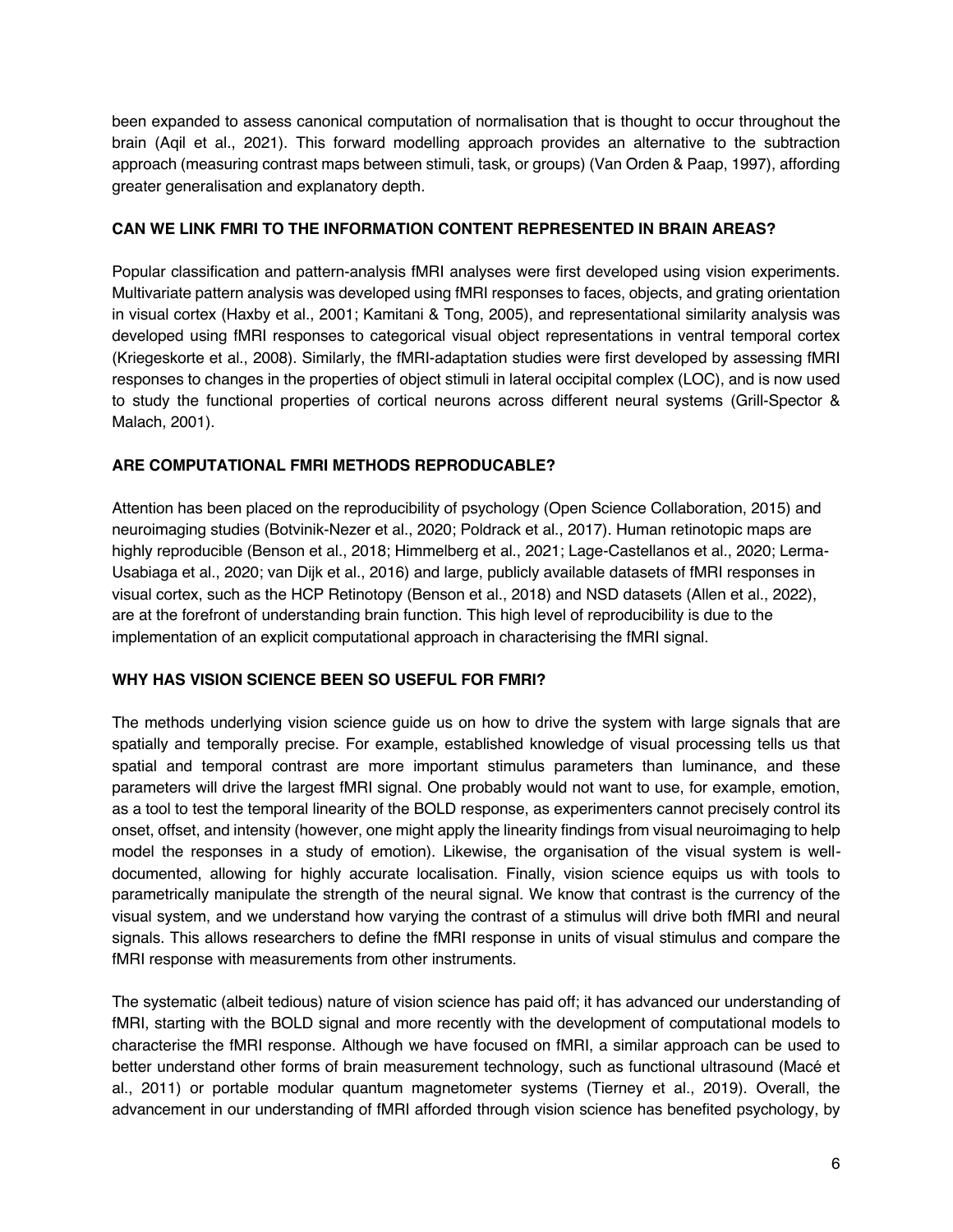been expanded to assess canonical computation of normalisation that is thought to occur throughout the brain (Aqil et al., 2021). This forward modelling approach provides an alternative to the subtraction approach (measuring contrast maps between stimuli, task, or groups) (Van Orden & Paap, 1997), affording greater generalisation and explanatory depth.

### CAN WE LINK FMRI TO THE INFORMATION CONTENT REPRESENTED IN BRAIN AREAS?

Popular classification and pattern-analysis fMRI analyses were first developed using vision experiments. Multivariate pattern analysis was developed using fMRI responses to faces, objects, and grating orientation in visual cortex (Haxby et al., 2001; Kamitani & Tong, 2005), and representational similarity analysis was developed using fMRI responses to categorical visual object representations in ventral temporal cortex (Kriegeskorte et al., 2008). Similarly, the fMRI-adaptation studies were first developed by assessing fMRI responses to changes in the properties of object stimuli in lateral occipital complex (LOC), and is now used to study the functional properties of cortical neurons across different neural systems (Grill-Spector & Malach, 2001).

### ARE COMPUTATIONAL FMRI METHODS REPRODUCABLE?

Attention has been placed on the reproducibility of psychology (Open Science Collaboration, 2015) and neuroimaging studies (Botvinik-Nezer et al., 2020; Poldrack et al., 2017). Human retinotopic maps are highly reproducible (Benson et al., 2018; Himmelberg et al., 2021; Lage-Castellanos et al., 2020; Lerma-Usabiaga et al., 2020; van Dijk et al., 2016) and large, publicly available datasets of fMRI responses in visual cortex, such as the HCP Retinotopy (Benson et al., 2018) and NSD datasets (Allen et al., 2022), are at the forefront of understanding brain function. This high level of reproducibility is due to the implementation of an explicit computational approach in characterising the fMRI signal.

### WHY HAS VISION SCIENCE BEEN SO USEFUL FOR FMRI?

The methods underlying vision science guide us on how to drive the system with large signals that are spatially and temporally precise. For example, established knowledge of visual processing tells us that spatial and temporal contrast are more important stimulus parameters than luminance, and these parameters will drive the largest fMRI signal. One probably would not want to use, for example, emotion, as a tool to test the temporal linearity of the BOLD response, as experimenters cannot precisely control its onset, offset, and intensity (however, one might apply the linearity findings from visual neuroimaging to help model the responses in a study of emotion). Likewise, the organisation of the visual system is well-documented, allowing for highly accurate localisation. Finally, vision science equips us with tools to parametrically manipulate the strength of the neural signal. We know that contrast is the currency of the visual system, and we understand how varying the contrast of a stimulus will drive both fMRI and neural signals. This allows researchers to define the fMRI response in units of visual stimulus and compare the fMRI response with measurements from other instruments.

The systematic (albeit tedious) nature of vision science has paid off; it has advanced our understanding of fMRI, starting with the BOLD signal and more recently with the development of computational models to characterise the fMRI response. Although we have focused on fMRI, a similar approach can be used to better understand other forms of brain measurement technology, such as functional ultrasound (Macé et al., 2011) or portable modular quantum magnetometer systems (Tierney et al., 2019). Overall, the advancement in our understanding of fMRI afforded through vision science has benefited psychology, by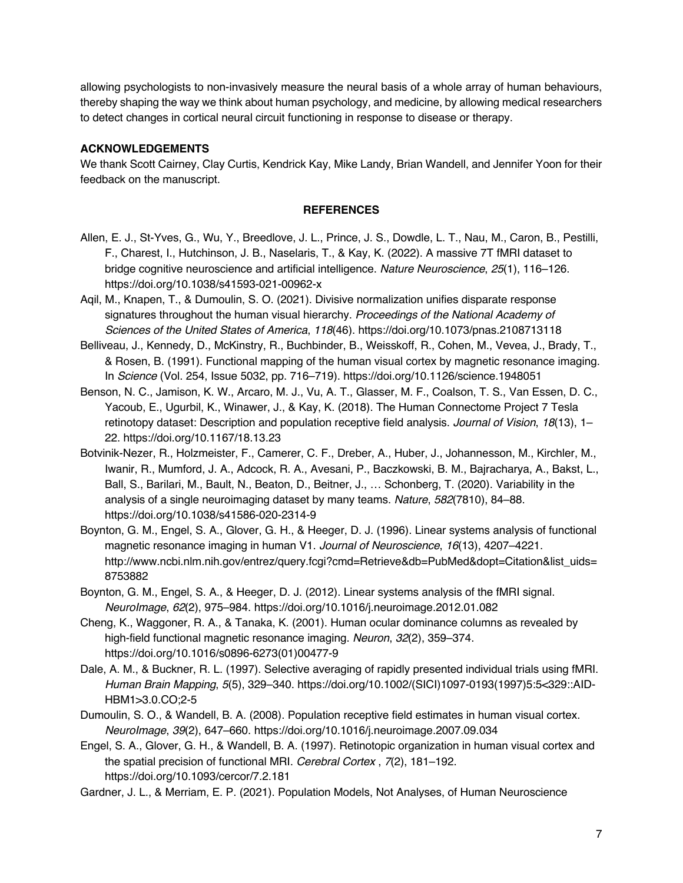allowing psychologists to non-invasively measure the neural basis of a whole array of human behaviours, thereby shaping the way we think about human psychology, and medicine, by allowing medical researchers to detect changes in cortical neural circuit functioning in response to disease or therapy.

## ACKNOWLEDGEMENTS

We thank Scott Cairney, Clay Curtis, Kendrick Kay, Mike Landy, Brian Wandell, and Jennifer Yoon for their feedback on the manuscript.

## REFERENCES

Allen, E. J., St-Yves, G., Wu, Y., Breedlove, J. L., Prince, J. S., Dowdle, L. T., Nau, M., Caron, B., Pestilli, F., Charest, I., Hutchinson, J. B., Naselaris, T., & Kay, K. (2022). A massive 7T fMRI dataset to bridge cognitive neuroscience and artificial intelligence. *Nature Neuroscience*, *25*(1), 116–126. https://doi.org/10.1038/s41593-021-00962-x

Aqil, M., Knapen, T., & Dumoulin, S. O. (2021). Divisive normalization unifies disparate response signatures throughout the human visual hierarchy. *Proceedings of the National Academy of Sciences of the United States of America*, *118*(46). https://doi.org/10.1073/pnas.2108713118

Belliveau, J., Kennedy, D., McKinstry, R., Buchbinder, B., Weisskoff, R., Cohen, M., Vevea, J., Brady, T., & Rosen, B. (1991). Functional mapping of the human visual cortex by magnetic resonance imaging. In *Science* (Vol. 254, Issue 5032, pp. 716–719). https://doi.org/10.1126/science.1948051

Benson, N. C., Jamison, K. W., Arcaro, M. J., Vu, A. T., Glasser, M. F., Coalson, T. S., Van Essen, D. C., Yacoub, E., Ugurbil, K., Winawer, J., & Kay, K. (2018). The Human Connectome Project 7 Tesla retinotopy dataset: Description and population receptive field analysis. *Journal of Vision*, *18*(13), 1–22. https://doi.org/10.1167/18.13.23

Botvinik-Nezer, R., Holzmeister, F., Camerer, C. F., Dreber, A., Huber, J., Johannesson, M., Kirchler, M., Iwanir, R., Mumford, J. A., Adcock, R. A., Avesani, P., Baczkowski, B. M., Bajracharya, A., Bakst, L., Ball, S., Barilari, M., Bault, N., Beaton, D., Beitner, J., … Schonberg, T. (2020). Variability in the analysis of a single neuroimaging dataset by many teams. *Nature*, *582*(7810), 84–88. https://doi.org/10.1038/s41586-020-2314-9

Boynton, G. M., Engel, S. A., Glover, G. H., & Heeger, D. J. (1996). Linear systems analysis of functional magnetic resonance imaging in human V1. *Journal of Neuroscience*, *16*(13), 4207–4221. http://www.ncbi.nlm.nih.gov/entrez/query.fcgi?cmd=Retrieve&db=PubMed&dopt=Citation&list_uids=8753882

Boynton, G. M., Engel, S. A., & Heeger, D. J. (2012). Linear systems analysis of the fMRI signal. *NeuroImage*, *62*(2), 975–984. https://doi.org/10.1016/j.neuroimage.2012.01.082

Cheng, K., Waggoner, R. A., & Tanaka, K. (2001). Human ocular dominance columns as revealed by high-field functional magnetic resonance imaging. *Neuron*, *32*(2), 359–374. https://doi.org/10.1016/s0896-6273(01)00477-9

Dale, A. M., & Buckner, R. L. (1997). Selective averaging of rapidly presented individual trials using fMRI. *Human Brain Mapping*, *5*(5), 329–340. https://doi.org/10.1002/(SICI)1097-0193(1997)5:5<329::AID-HBM1>3.0.CO;2-5

Dumoulin, S. O., & Wandell, B. A. (2008). Population receptive field estimates in human visual cortex. *NeuroImage*, *39*(2), 647–660. https://doi.org/10.1016/j.neuroimage.2007.09.034

Engel, S. A., Glover, G. H., & Wandell, B. A. (1997). Retinotopic organization in human visual cortex and the spatial precision of functional MRI. *Cerebral Cortex* , *7*(2), 181–192. https://doi.org/10.1093/cercor/7.2.181

Gardner, J. L., & Merriam, E. P. (2021). Population Models, Not Analyses, of Human Neuroscience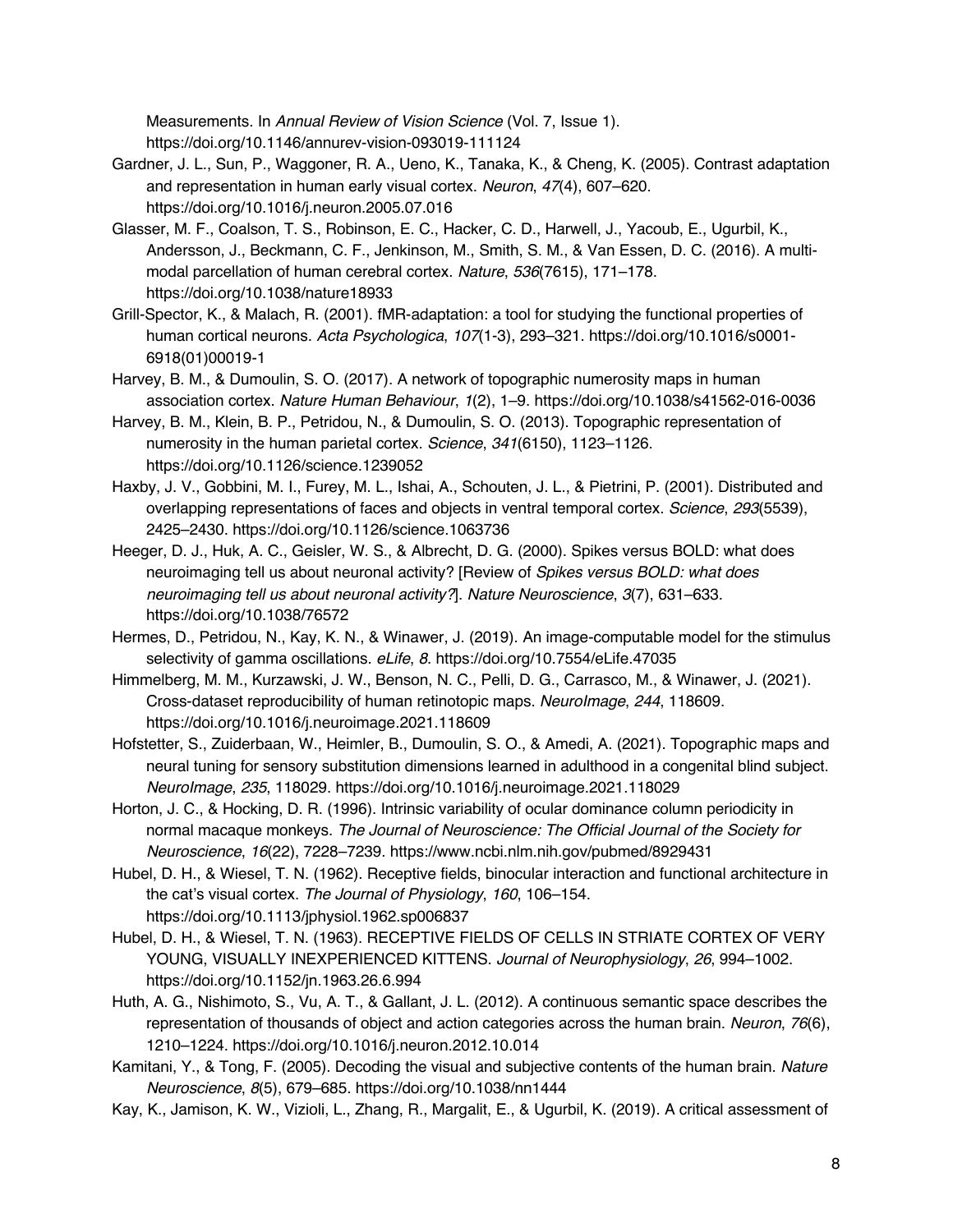Measurements. In *Annual Review of Vision Science* (Vol. 7, Issue 1). https://doi.org/10.1146/annurev-vision-093019-111124

Gardner, J. L., Sun, P., Waggoner, R. A., Ueno, K., Tanaka, K., & Cheng, K. (2005). Contrast adaptation and representation in human early visual cortex. *Neuron*, *47*(4), 607–620. https://doi.org/10.1016/j.neuron.2005.07.016

Glasser, M. F., Coalson, T. S., Robinson, E. C., Hacker, C. D., Harwell, J., Yacoub, E., Ugurbil, K., Andersson, J., Beckmann, C. F., Jenkinson, M., Smith, S. M., & Van Essen, D. C. (2016). A multi-modal parcellation of human cerebral cortex. *Nature*, *536*(7615), 171–178. https://doi.org/10.1038/nature18933

Grill-Spector, K., & Malach, R. (2001). fMR-adaptation: a tool for studying the functional properties of human cortical neurons. *Acta Psychologica*, *107*(1-3), 293–321. https://doi.org/10.1016/s0001-6918(01)00019-1

Harvey, B. M., & Dumoulin, S. O. (2017). A network of topographic numerosity maps in human association cortex. *Nature Human Behaviour*, *1*(2), 1–9. https://doi.org/10.1038/s41562-016-0036

Harvey, B. M., Klein, B. P., Petridou, N., & Dumoulin, S. O. (2013). Topographic representation of numerosity in the human parietal cortex. *Science*, *341*(6150), 1123–1126. https://doi.org/10.1126/science.1239052

Haxby, J. V., Gobbini, M. I., Furey, M. L., Ishai, A., Schouten, J. L., & Pietrini, P. (2001). Distributed and overlapping representations of faces and objects in ventral temporal cortex. *Science*, *293*(5539), 2425–2430. https://doi.org/10.1126/science.1063736

Heeger, D. J., Huk, A. C., Geisler, W. S., & Albrecht, D. G. (2000). Spikes versus BOLD: what does neuroimaging tell us about neuronal activity? [Review of *Spikes versus BOLD: what does neuroimaging tell us about neuronal activity?*]. *Nature Neuroscience*, *3*(7), 631–633. https://doi.org/10.1038/76572

Hermes, D., Petridou, N., Kay, K. N., & Winawer, J. (2019). An image-computable model for the stimulus selectivity of gamma oscillations. *eLife*, *8*. https://doi.org/10.7554/eLife.47035

Himmelberg, M. M., Kurzawski, J. W., Benson, N. C., Pelli, D. G., Carrasco, M., & Winawer, J. (2021). Cross-dataset reproducibility of human retinotopic maps. *NeuroImage*, *244*, 118609. https://doi.org/10.1016/j.neuroimage.2021.118609

Hofstetter, S., Zuiderbaan, W., Heimler, B., Dumoulin, S. O., & Amedi, A. (2021). Topographic maps and neural tuning for sensory substitution dimensions learned in adulthood in a congenital blind subject. *NeuroImage*, *235*, 118029. https://doi.org/10.1016/j.neuroimage.2021.118029

Horton, J. C., & Hocking, D. R. (1996). Intrinsic variability of ocular dominance column periodicity in normal macaque monkeys. *The Journal of Neuroscience: The Official Journal of the Society for Neuroscience*, *16*(22), 7228–7239. https://www.ncbi.nlm.nih.gov/pubmed/8929431

Hubel, D. H., & Wiesel, T. N. (1962). Receptive fields, binocular interaction and functional architecture in the cat's visual cortex. *The Journal of Physiology*, *160*, 106–154. https://doi.org/10.1113/jphysiol.1962.sp006837

Hubel, D. H., & Wiesel, T. N. (1963). RECEPTIVE FIELDS OF CELLS IN STRIATE CORTEX OF VERY YOUNG, VISUALLY INEXPERIENCED KITTENS. *Journal of Neurophysiology*, *26*, 994–1002. https://doi.org/10.1152/jn.1963.26.6.994

Huth, A. G., Nishimoto, S., Vu, A. T., & Gallant, J. L. (2012). A continuous semantic space describes the representation of thousands of object and action categories across the human brain. *Neuron*, *76*(6), 1210–1224. https://doi.org/10.1016/j.neuron.2012.10.014

Kamitani, Y., & Tong, F. (2005). Decoding the visual and subjective contents of the human brain. *Nature Neuroscience*, *8*(5), 679–685. https://doi.org/10.1038/nn1444

Kay, K., Jamison, K. W., Vizioli, L., Zhang, R., Margalit, E., & Ugurbil, K. (2019). A critical assessment of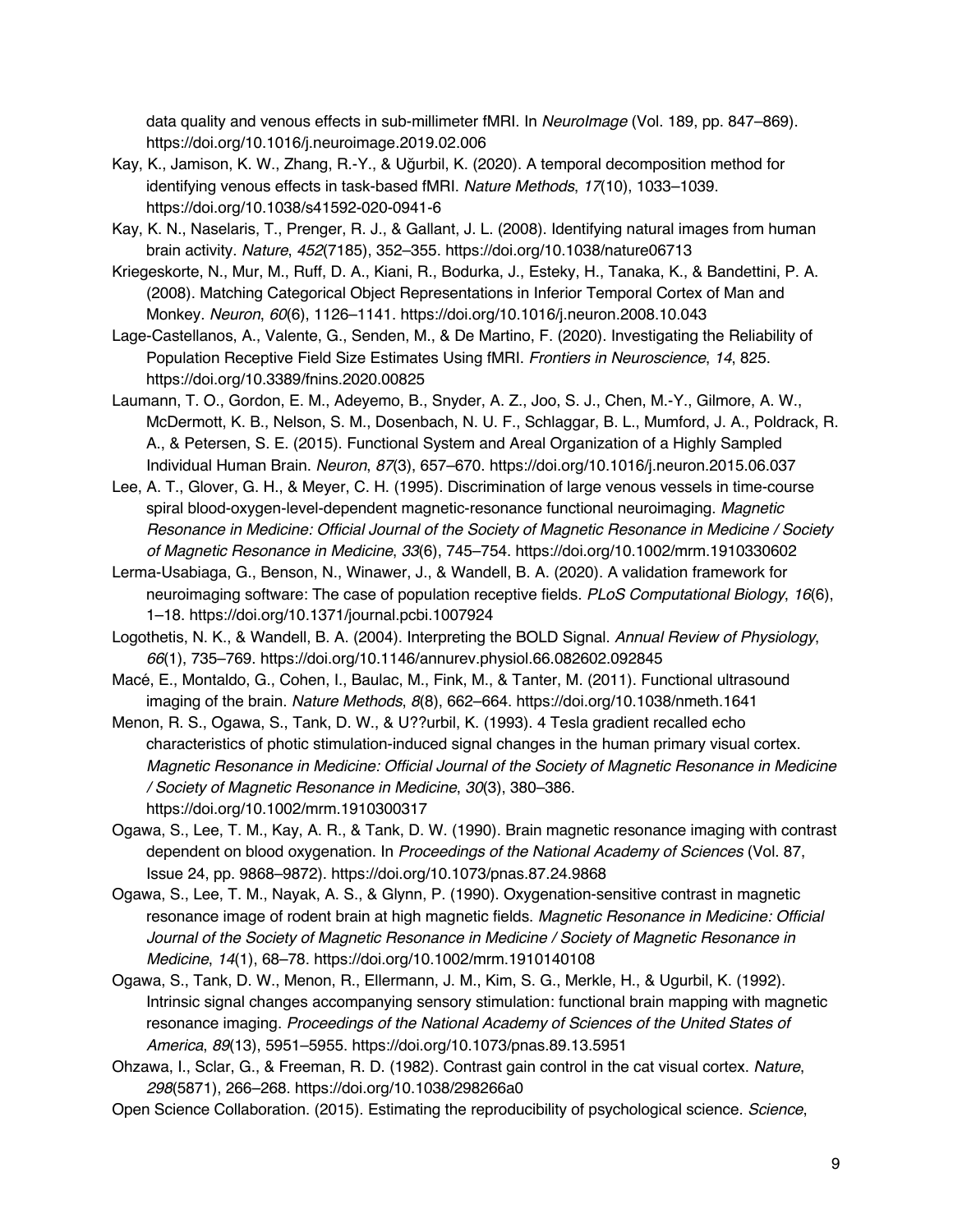data quality and venous effects in sub-millimeter fMRI. In *NeuroImage* (Vol. 189, pp. 847–869). https://doi.org/10.1016/j.neuroimage.2019.02.006

Kay, K., Jamison, K. W., Zhang, R.-Y., & Uğurbil, K. (2020). A temporal decomposition method for identifying venous effects in task-based fMRI. *Nature Methods*, *17*(10), 1033–1039. https://doi.org/10.1038/s41592-020-0941-6

Kay, K. N., Naselaris, T., Prenger, R. J., & Gallant, J. L. (2008). Identifying natural images from human brain activity. *Nature*, *452*(7185), 352–355. https://doi.org/10.1038/nature06713

Kriegeskorte, N., Mur, M., Ruff, D. A., Kiani, R., Bodurka, J., Esteky, H., Tanaka, K., & Bandettini, P. A. (2008). Matching Categorical Object Representations in Inferior Temporal Cortex of Man and Monkey. *Neuron*, *60*(6), 1126–1141. https://doi.org/10.1016/j.neuron.2008.10.043

Lage-Castellanos, A., Valente, G., Senden, M., & De Martino, F. (2020). Investigating the Reliability of Population Receptive Field Size Estimates Using fMRI. *Frontiers in Neuroscience*, *14*, 825. https://doi.org/10.3389/fnins.2020.00825

Laumann, T. O., Gordon, E. M., Adeyemo, B., Snyder, A. Z., Joo, S. J., Chen, M.-Y., Gilmore, A. W., McDermott, K. B., Nelson, S. M., Dosenbach, N. U. F., Schlaggar, B. L., Mumford, J. A., Poldrack, R. A., & Petersen, S. E. (2015). Functional System and Areal Organization of a Highly Sampled Individual Human Brain. *Neuron*, *87*(3), 657–670. https://doi.org/10.1016/j.neuron.2015.06.037

Lee, A. T., Glover, G. H., & Meyer, C. H. (1995). Discrimination of large venous vessels in time-course spiral blood-oxygen-level-dependent magnetic-resonance functional neuroimaging. *Magnetic Resonance in Medicine: Official Journal of the Society of Magnetic Resonance in Medicine / Society of Magnetic Resonance in Medicine*, *33*(6), 745–754. https://doi.org/10.1002/mrm.1910330602

Lerma-Usabiaga, G., Benson, N., Winawer, J., & Wandell, B. A. (2020). A validation framework for neuroimaging software: The case of population receptive fields. *PLoS Computational Biology*, *16*(6), 1–18. https://doi.org/10.1371/journal.pcbi.1007924

Logothetis, N. K., & Wandell, B. A. (2004). Interpreting the BOLD Signal. *Annual Review of Physiology*, *66*(1), 735–769. https://doi.org/10.1146/annurev.physiol.66.082602.092845

Macé, E., Montaldo, G., Cohen, I., Baulac, M., Fink, M., & Tanter, M. (2011). Functional ultrasound imaging of the brain. *Nature Methods*, *8*(8), 662–664. https://doi.org/10.1038/nmeth.1641

Menon, R. S., Ogawa, S., Tank, D. W., & U??urbil, K. (1993). 4 Tesla gradient recalled echo characteristics of photic stimulation-induced signal changes in the human primary visual cortex. *Magnetic Resonance in Medicine: Official Journal of the Society of Magnetic Resonance in Medicine / Society of Magnetic Resonance in Medicine*, *30*(3), 380–386. https://doi.org/10.1002/mrm.1910300317

Ogawa, S., Lee, T. M., Kay, A. R., & Tank, D. W. (1990). Brain magnetic resonance imaging with contrast dependent on blood oxygenation. In *Proceedings of the National Academy of Sciences* (Vol. 87, Issue 24, pp. 9868–9872). https://doi.org/10.1073/pnas.87.24.9868

Ogawa, S., Lee, T. M., Nayak, A. S., & Glynn, P. (1990). Oxygenation-sensitive contrast in magnetic resonance image of rodent brain at high magnetic fields. *Magnetic Resonance in Medicine: Official Journal of the Society of Magnetic Resonance in Medicine / Society of Magnetic Resonance in Medicine*, *14*(1), 68–78. https://doi.org/10.1002/mrm.1910140108

Ogawa, S., Tank, D. W., Menon, R., Ellermann, J. M., Kim, S. G., Merkle, H., & Ugurbil, K. (1992). Intrinsic signal changes accompanying sensory stimulation: functional brain mapping with magnetic resonance imaging. *Proceedings of the National Academy of Sciences of the United States of America*, *89*(13), 5951–5955. https://doi.org/10.1073/pnas.89.13.5951

Ohzawa, I., Sclar, G., & Freeman, R. D. (1982). Contrast gain control in the cat visual cortex. *Nature*, *298*(5871), 266–268. https://doi.org/10.1038/298266a0

Open Science Collaboration. (2015). Estimating the reproducibility of psychological science. *Science*,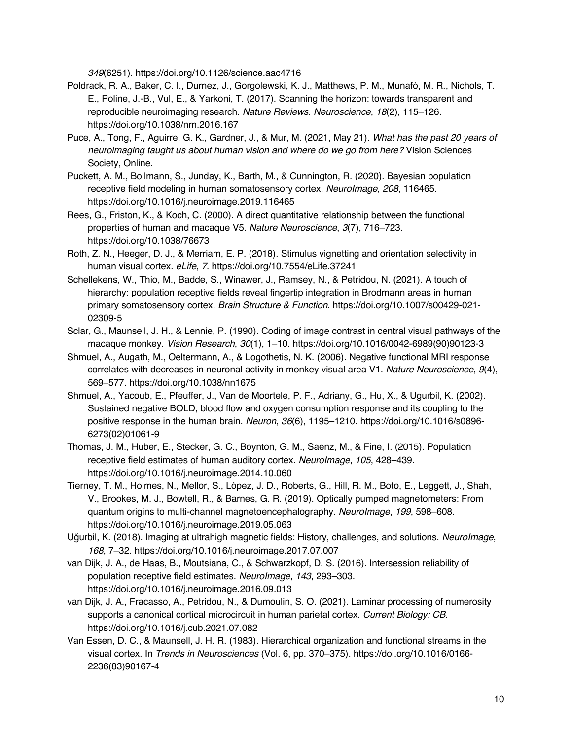*349*(6251). https://doi.org/10.1126/science.aac4716

Poldrack, R. A., Baker, C. I., Durnez, J., Gorgolewski, K. J., Matthews, P. M., Munafò, M. R., Nichols, T. E., Poline, J.-B., Vul, E., & Yarkoni, T. (2017). Scanning the horizon: towards transparent and reproducible neuroimaging research. *Nature Reviews. Neuroscience*, *18*(2), 115–126. https://doi.org/10.1038/nrn.2016.167

Puce, A., Tong, F., Aguirre, G. K., Gardner, J., & Mur, M. (2021, May 21). *What has the past 20 years of neuroimaging taught us about human vision and where do we go from here?* Vision Sciences Society, Online.

Puckett, A. M., Bollmann, S., Junday, K., Barth, M., & Cunnington, R. (2020). Bayesian population receptive field modeling in human somatosensory cortex. *NeuroImage*, *208*, 116465. https://doi.org/10.1016/j.neuroimage.2019.116465

Rees, G., Friston, K., & Koch, C. (2000). A direct quantitative relationship between the functional properties of human and macaque V5. *Nature Neuroscience*, *3*(7), 716–723. https://doi.org/10.1038/76673

Roth, Z. N., Heeger, D. J., & Merriam, E. P. (2018). Stimulus vignetting and orientation selectivity in human visual cortex. *eLife*, *7*. https://doi.org/10.7554/eLife.37241

Schellekens, W., Thio, M., Badde, S., Winawer, J., Ramsey, N., & Petridou, N. (2021). A touch of hierarchy: population receptive fields reveal fingertip integration in Brodmann areas in human primary somatosensory cortex. *Brain Structure & Function*. https://doi.org/10.1007/s00429-021-02309-5

Sclar, G., Maunsell, J. H., & Lennie, P. (1990). Coding of image contrast in central visual pathways of the macaque monkey. *Vision Research*, *30*(1), 1–10. https://doi.org/10.1016/0042-6989(90)90123-3

Shmuel, A., Augath, M., Oeltermann, A., & Logothetis, N. K. (2006). Negative functional MRI response correlates with decreases in neuronal activity in monkey visual area V1. *Nature Neuroscience*, *9*(4), 569–577. https://doi.org/10.1038/nn1675

Shmuel, A., Yacoub, E., Pfeuffer, J., Van de Moortele, P. F., Adriany, G., Hu, X., & Ugurbil, K. (2002). Sustained negative BOLD, blood flow and oxygen consumption response and its coupling to the positive response in the human brain. *Neuron*, *36*(6), 1195–1210. https://doi.org/10.1016/s0896-6273(02)01061-9

Thomas, J. M., Huber, E., Stecker, G. C., Boynton, G. M., Saenz, M., & Fine, I. (2015). Population receptive field estimates of human auditory cortex. *NeuroImage*, *105*, 428–439. https://doi.org/10.1016/j.neuroimage.2014.10.060

Tierney, T. M., Holmes, N., Mellor, S., López, J. D., Roberts, G., Hill, R. M., Boto, E., Leggett, J., Shah, V., Brookes, M. J., Bowtell, R., & Barnes, G. R. (2019). Optically pumped magnetometers: From quantum origins to multi-channel magnetoencephalography. *NeuroImage*, *199*, 598–608. https://doi.org/10.1016/j.neuroimage.2019.05.063

Uğurbil, K. (2018). Imaging at ultrahigh magnetic fields: History, challenges, and solutions. *NeuroImage*, *168*, 7–32. https://doi.org/10.1016/j.neuroimage.2017.07.007

van Dijk, J. A., de Haas, B., Moutsiana, C., & Schwarzkopf, D. S. (2016). Intersession reliability of population receptive field estimates. *NeuroImage*, *143*, 293–303. https://doi.org/10.1016/j.neuroimage.2016.09.013

van Dijk, J. A., Fracasso, A., Petridou, N., & Dumoulin, S. O. (2021). Laminar processing of numerosity supports a canonical cortical microcircuit in human parietal cortex. *Current Biology: CB*. https://doi.org/10.1016/j.cub.2021.07.082

Van Essen, D. C., & Maunsell, J. H. R. (1983). Hierarchical organization and functional streams in the visual cortex. In *Trends in Neurosciences* (Vol. 6, pp. 370–375). https://doi.org/10.1016/0166-2236(83)90167-4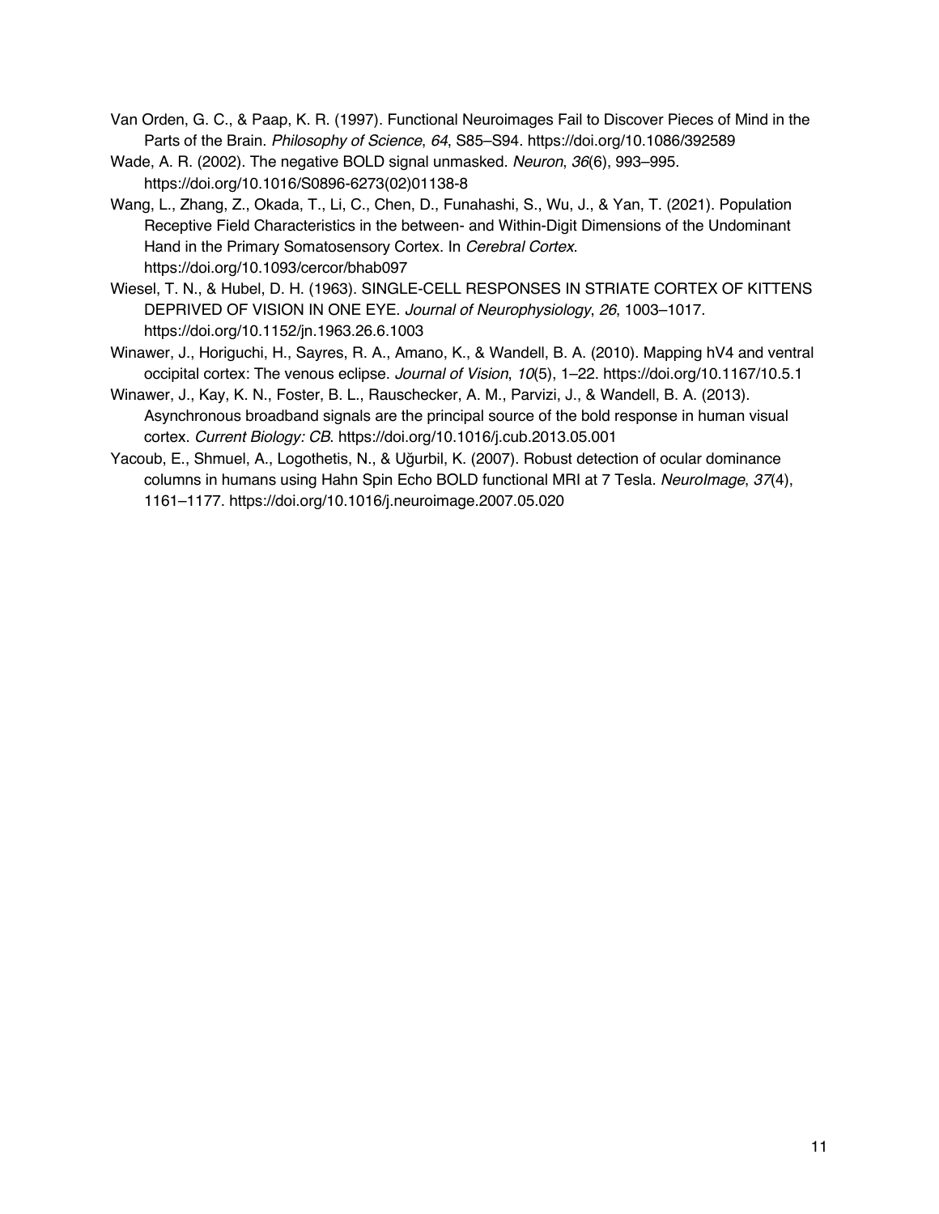Van Orden, G. C., & Paap, K. R. (1997). Functional Neuroimages Fail to Discover Pieces of Mind in the Parts of the Brain. *Philosophy of Science*, *64*, S85–S94. https://doi.org/10.1086/392589

Wade, A. R. (2002). The negative BOLD signal unmasked. *Neuron*, *36*(6), 993–995. https://doi.org/10.1016/S0896-6273(02)01138-8

Wang, L., Zhang, Z., Okada, T., Li, C., Chen, D., Funahashi, S., Wu, J., & Yan, T. (2021). Population Receptive Field Characteristics in the between- and Within-Digit Dimensions of the Undominant Hand in the Primary Somatosensory Cortex. In *Cerebral Cortex*. https://doi.org/10.1093/cercor/bhab097

Wiesel, T. N., & Hubel, D. H. (1963). SINGLE-CELL RESPONSES IN STRIATE CORTEX OF KITTENS DEPRIVED OF VISION IN ONE EYE. *Journal of Neurophysiology*, *26*, 1003–1017. https://doi.org/10.1152/jn.1963.26.6.1003

Winawer, J., Horiguchi, H., Sayres, R. A., Amano, K., & Wandell, B. A. (2010). Mapping hV4 and ventral occipital cortex: The venous eclipse. *Journal of Vision*, *10*(5), 1–22. https://doi.org/10.1167/10.5.1

Winawer, J., Kay, K. N., Foster, B. L., Rauschecker, A. M., Parvizi, J., & Wandell, B. A. (2013). Asynchronous broadband signals are the principal source of the bold response in human visual cortex. *Current Biology: CB*. https://doi.org/10.1016/j.cub.2013.05.001

Yacoub, E., Shmuel, A., Logothetis, N., & Uğurbil, K. (2007). Robust detection of ocular dominance columns in humans using Hahn Spin Echo BOLD functional MRI at 7 Tesla. *NeuroImage*, *37*(4), 1161–1177. https://doi.org/10.1016/j.neuroimage.2007.05.020